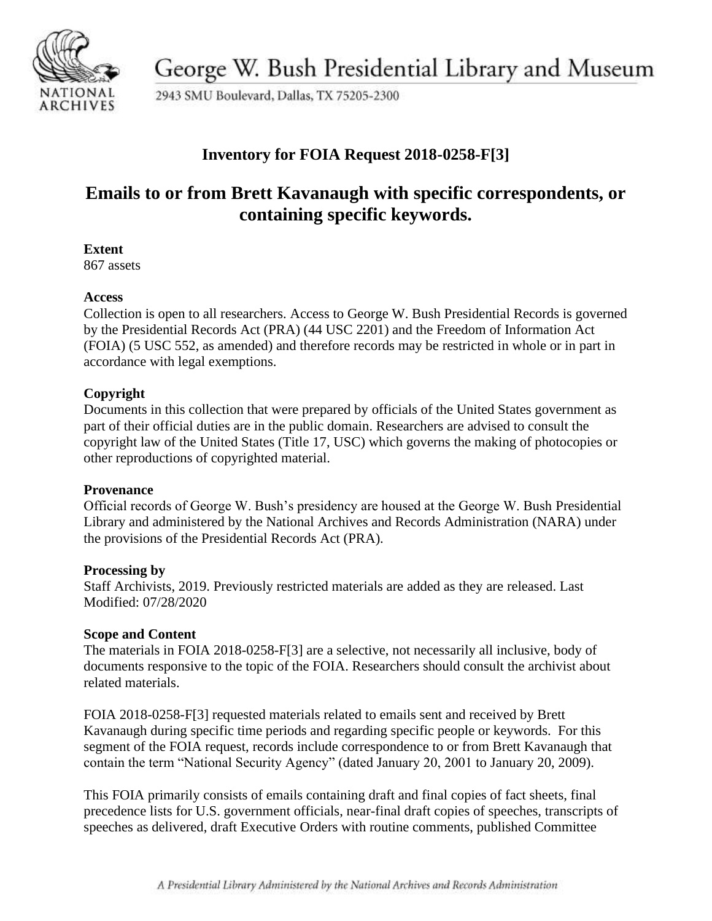George W. Bush Presidential Library and Museum

2943 SMU Boulevard, Dallas, TX 75205-2300

NATIONAL ARCHIVES

## Inventory for FOIA Request 2018-0258-F[3]

# Emails to or from Brett Kavanaugh with specific correspondents, or containing specific keywords.

**Extent**
867 assets

**Access**
Collection is open to all researchers. Access to George W. Bush Presidential Records is governed by the Presidential Records Act (PRA) (44 USC 2201) and the Freedom of Information Act (FOIA) (5 USC 552, as amended) and therefore records may be restricted in whole or in part in accordance with legal exemptions.

**Copyright**
Documents in this collection that were prepared by officials of the United States government as part of their official duties are in the public domain. Researchers are advised to consult the copyright law of the United States (Title 17, USC) which governs the making of photocopies or other reproductions of copyrighted material.

**Provenance**
Official records of George W. Bush's presidency are housed at the George W. Bush Presidential Library and administered by the National Archives and Records Administration (NARA) under the provisions of the Presidential Records Act (PRA).

**Processing by**
Staff Archivists, 2019. Previously restricted materials are added as they are released. Last Modified: 07/28/2020

**Scope and Content**
The materials in FOIA 2018-0258-F[3] are a selective, not necessarily all inclusive, body of documents responsive to the topic of the FOIA. Researchers should consult the archivist about related materials.

FOIA 2018-0258-F[3] requested materials related to emails sent and received by Brett Kavanaugh during specific time periods and regarding specific people or keywords. For this segment of the FOIA request, records include correspondence to or from Brett Kavanaugh that contain the term "National Security Agency" (dated January 20, 2001 to January 20, 2009).

This FOIA primarily consists of emails containing draft and final copies of fact sheets, final precedence lists for U.S. government officials, near-final draft copies of speeches, transcripts of speeches as delivered, draft Executive Orders with routine comments, published Committee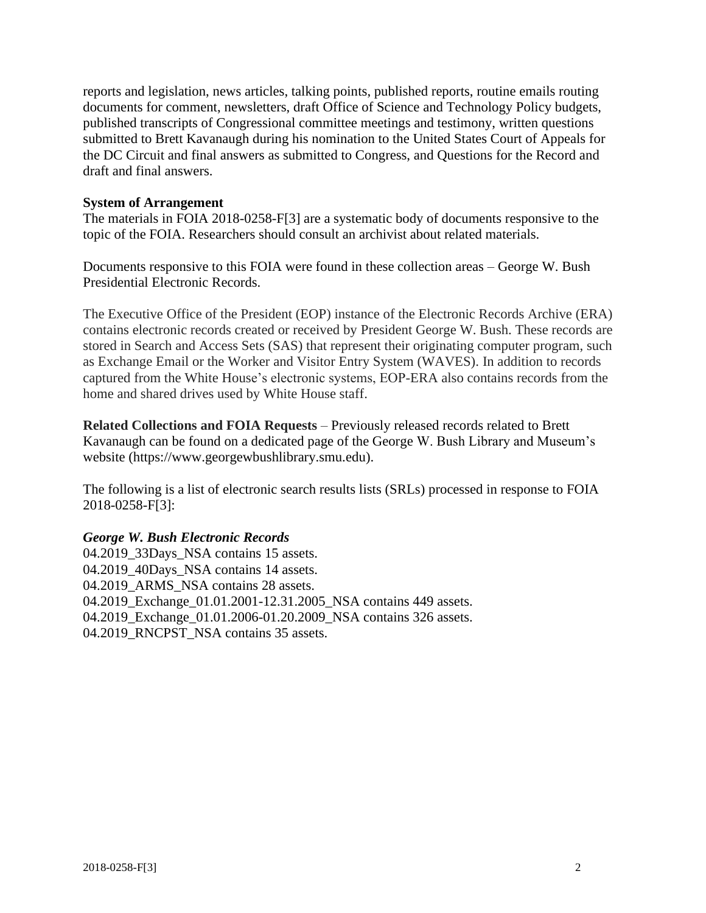reports and legislation, news articles, talking points, published reports, routine emails routing documents for comment, newsletters, draft Office of Science and Technology Policy budgets, published transcripts of Congressional committee meetings and testimony, written questions submitted to Brett Kavanaugh during his nomination to the United States Court of Appeals for the DC Circuit and final answers as submitted to Congress, and Questions for the Record and draft and final answers.

**System of Arrangement**
The materials in FOIA 2018-0258-F[3] are a systematic body of documents responsive to the topic of the FOIA. Researchers should consult an archivist about related materials.

Documents responsive to this FOIA were found in these collection areas – George W. Bush Presidential Electronic Records.

The Executive Office of the President (EOP) instance of the Electronic Records Archive (ERA) contains electronic records created or received by President George W. Bush. These records are stored in Search and Access Sets (SAS) that represent their originating computer program, such as Exchange Email or the Worker and Visitor Entry System (WAVES). In addition to records captured from the White House's electronic systems, EOP-ERA also contains records from the home and shared drives used by White House staff.

**Related Collections and FOIA Requests** – Previously released records related to Brett Kavanaugh can be found on a dedicated page of the George W. Bush Library and Museum's website (https://www.georgewbushlibrary.smu.edu).

The following is a list of electronic search results lists (SRLs) processed in response to FOIA 2018-0258-F[3]:

***George W. Bush Electronic Records***
04.2019_33Days_NSA contains 15 assets.
04.2019_40Days_NSA contains 14 assets.
04.2019_ARMS_NSA contains 28 assets.
04.2019_Exchange_01.01.2001-12.31.2005_NSA contains 449 assets.
04.2019_Exchange_01.01.2006-01.20.2009_NSA contains 326 assets.
04.2019_RNCPST_NSA contains 35 assets.